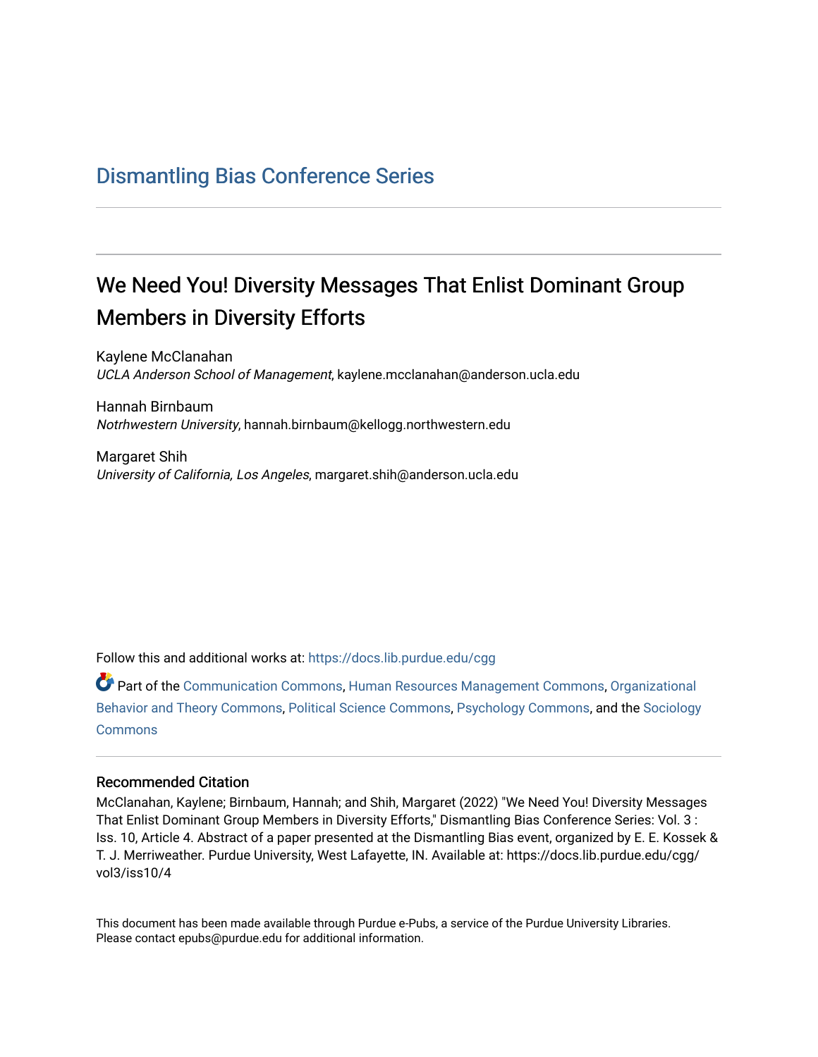## Dismantling Bias Conference Series

# We Need You! Diversity Messages That Enlist Dominant Group Members in Diversity Efforts

Kaylene McClanahan
*UCLA Anderson School of Management*, kaylene.mcclanahan@anderson.ucla.edu

Hannah Birnbaum
*Notrhwestern University*, hannah.birnbaum@kellogg.northwestern.edu

Margaret Shih
*University of California, Los Angeles*, margaret.shih@anderson.ucla.edu

Follow this and additional works at: https://docs.lib.purdue.edu/cgg

Part of the Communication Commons, Human Resources Management Commons, Organizational Behavior and Theory Commons, Political Science Commons, Psychology Commons, and the Sociology Commons

### Recommended Citation

McClanahan, Kaylene; Birnbaum, Hannah; and Shih, Margaret (2022) "We Need You! Diversity Messages That Enlist Dominant Group Members in Diversity Efforts," Dismantling Bias Conference Series: Vol. 3 : Iss. 10, Article 4. Abstract of a paper presented at the Dismantling Bias event, organized by E. E. Kossek & T. J. Merriweather. Purdue University, West Lafayette, IN. Available at: https://docs.lib.purdue.edu/cgg/vol3/iss10/4

This document has been made available through Purdue e-Pubs, a service of the Purdue University Libraries. Please contact epubs@purdue.edu for additional information.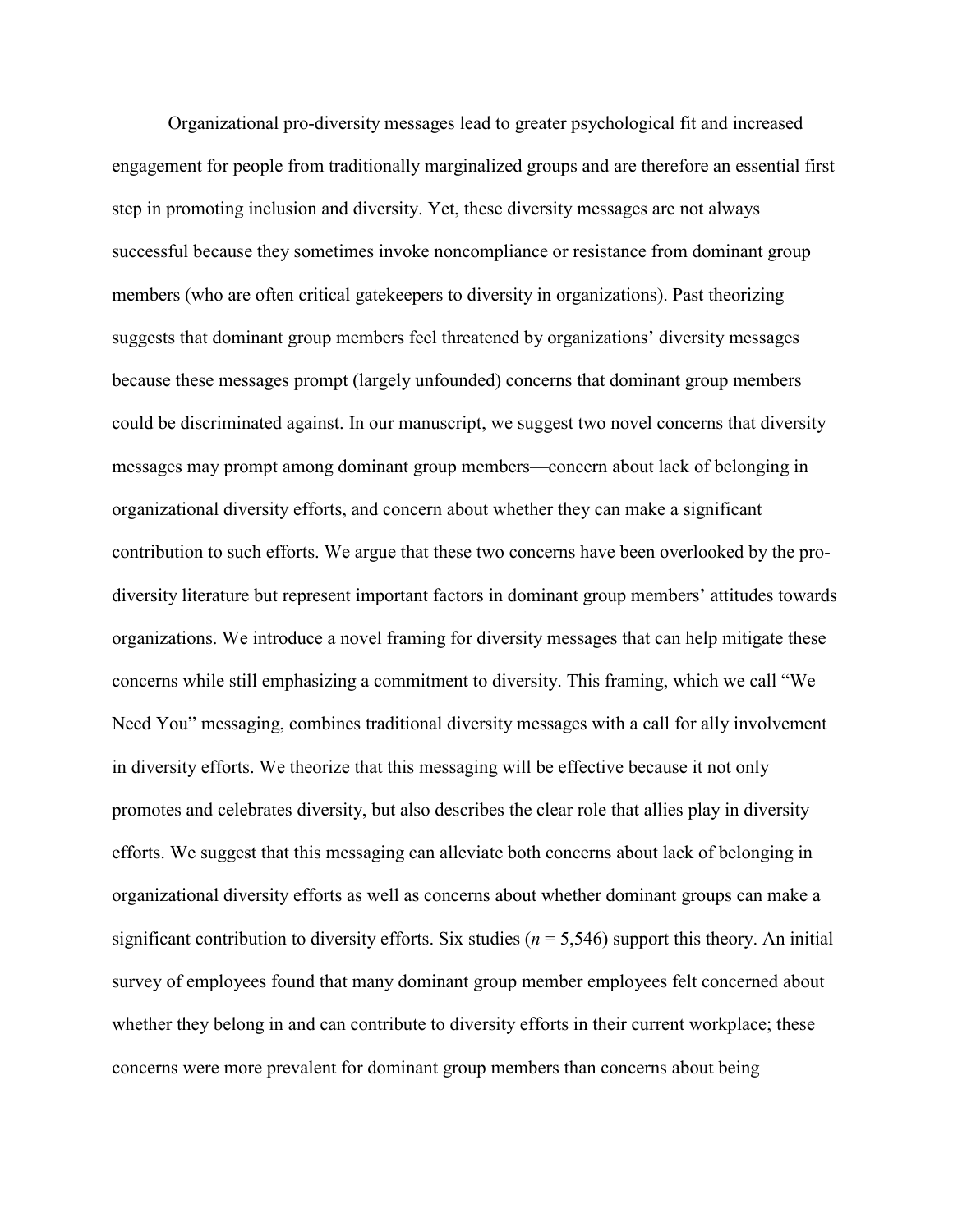Organizational pro-diversity messages lead to greater psychological fit and increased engagement for people from traditionally marginalized groups and are therefore an essential first step in promoting inclusion and diversity. Yet, these diversity messages are not always successful because they sometimes invoke noncompliance or resistance from dominant group members (who are often critical gatekeepers to diversity in organizations). Past theorizing suggests that dominant group members feel threatened by organizations' diversity messages because these messages prompt (largely unfounded) concerns that dominant group members could be discriminated against. In our manuscript, we suggest two novel concerns that diversity messages may prompt among dominant group members—concern about lack of belonging in organizational diversity efforts, and concern about whether they can make a significant contribution to such efforts. We argue that these two concerns have been overlooked by the pro-diversity literature but represent important factors in dominant group members' attitudes towards organizations. We introduce a novel framing for diversity messages that can help mitigate these concerns while still emphasizing a commitment to diversity. This framing, which we call "We Need You" messaging, combines traditional diversity messages with a call for ally involvement in diversity efforts. We theorize that this messaging will be effective because it not only promotes and celebrates diversity, but also describes the clear role that allies play in diversity efforts. We suggest that this messaging can alleviate both concerns about lack of belonging in organizational diversity efforts as well as concerns about whether dominant groups can make a significant contribution to diversity efforts. Six studies ($n$ = 5,546) support this theory. An initial survey of employees found that many dominant group member employees felt concerned about whether they belong in and can contribute to diversity efforts in their current workplace; these concerns were more prevalent for dominant group members than concerns about being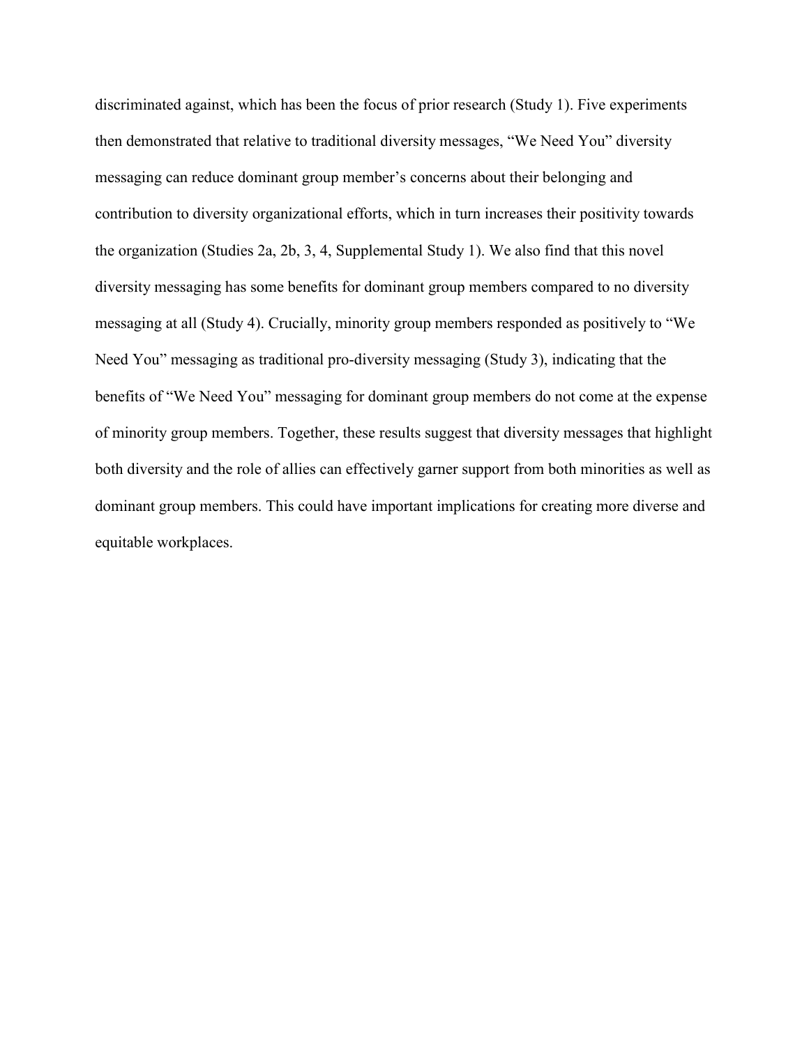discriminated against, which has been the focus of prior research (Study 1). Five experiments then demonstrated that relative to traditional diversity messages, "We Need You" diversity messaging can reduce dominant group member's concerns about their belonging and contribution to diversity organizational efforts, which in turn increases their positivity towards the organization (Studies 2a, 2b, 3, 4, Supplemental Study 1). We also find that this novel diversity messaging has some benefits for dominant group members compared to no diversity messaging at all (Study 4). Crucially, minority group members responded as positively to "We Need You" messaging as traditional pro-diversity messaging (Study 3), indicating that the benefits of "We Need You" messaging for dominant group members do not come at the expense of minority group members. Together, these results suggest that diversity messages that highlight both diversity and the role of allies can effectively garner support from both minorities as well as dominant group members. This could have important implications for creating more diverse and equitable workplaces.